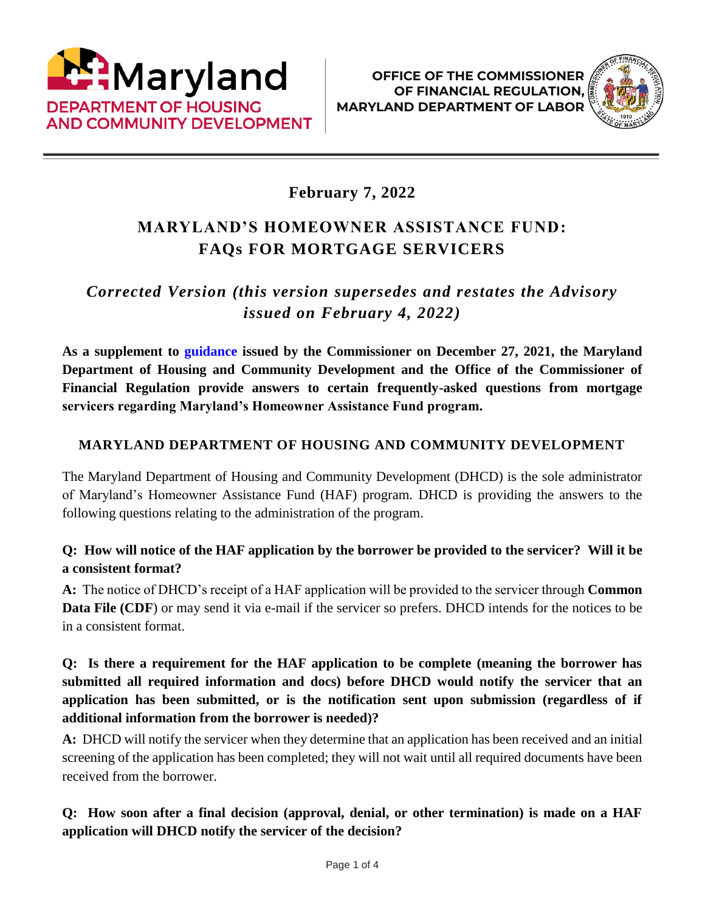Maryland Department of Housing and Community Development

OFFICE OF THE COMMISSIONER OF FINANCIAL REGULATION, MARYLAND DEPARTMENT OF LABOR

**February 7, 2022**

# MARYLAND'S HOMEOWNER ASSISTANCE FUND: FAQs FOR MORTGAGE SERVICERS

*Corrected Version (this version supersedes and restates the Advisory issued on February 4, 2022)*

**As a supplement to guidance issued by the Commissioner on December 27, 2021, the Maryland Department of Housing and Community Development and the Office of the Commissioner of Financial Regulation provide answers to certain frequently-asked questions from mortgage servicers regarding Maryland's Homeowner Assistance Fund program.**

## MARYLAND DEPARTMENT OF HOUSING AND COMMUNITY DEVELOPMENT

The Maryland Department of Housing and Community Development (DHCD) is the sole administrator of Maryland's Homeowner Assistance Fund (HAF) program. DHCD is providing the answers to the following questions relating to the administration of the program.

**Q: How will notice of the HAF application by the borrower be provided to the servicer? Will it be a consistent format?**

**A:** The notice of DHCD's receipt of a HAF application will be provided to the servicer through **Common Data File (CDF**) or may send it via e-mail if the servicer so prefers. DHCD intends for the notices to be in a consistent format.

**Q: Is there a requirement for the HAF application to be complete (meaning the borrower has submitted all required information and docs) before DHCD would notify the servicer that an application has been submitted, or is the notification sent upon submission (regardless of if additional information from the borrower is needed)?**

**A:** DHCD will notify the servicer when they determine that an application has been received and an initial screening of the application has been completed; they will not wait until all required documents have been received from the borrower.

**Q: How soon after a final decision (approval, denial, or other termination) is made on a HAF application will DHCD notify the servicer of the decision?**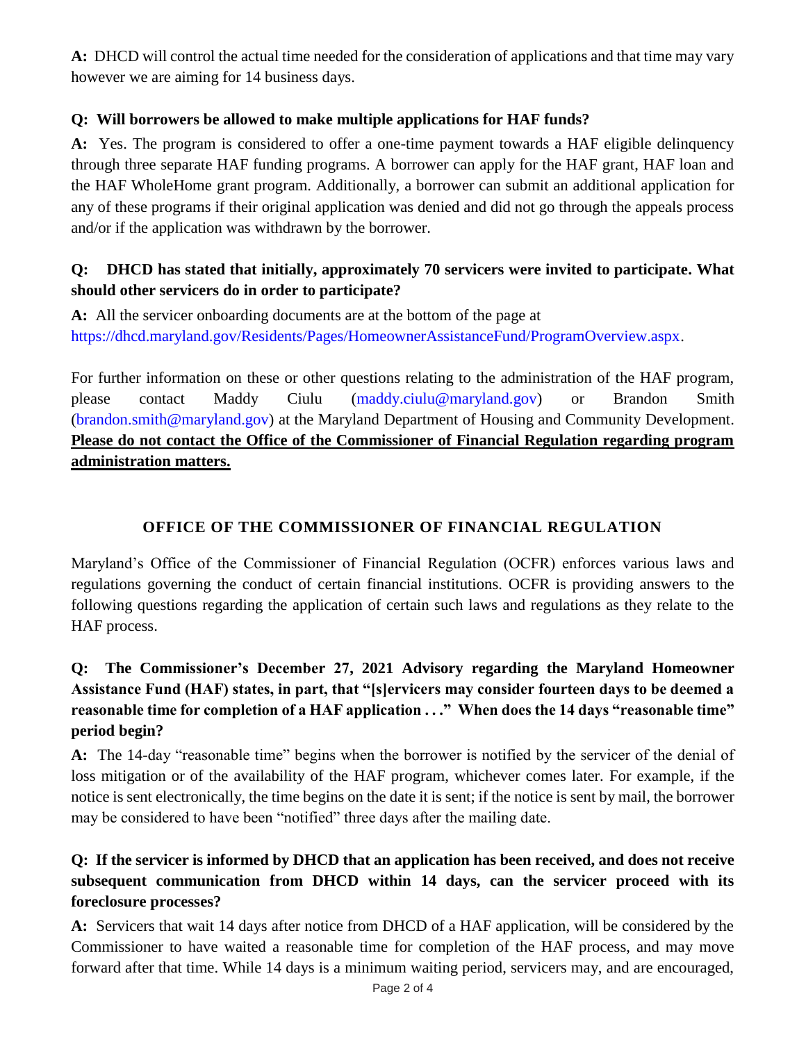**A:** DHCD will control the actual time needed for the consideration of applications and that time may vary however we are aiming for 14 business days.

**Q: Will borrowers be allowed to make multiple applications for HAF funds?**

**A:** Yes. The program is considered to offer a one-time payment towards a HAF eligible delinquency through three separate HAF funding programs. A borrower can apply for the HAF grant, HAF loan and the HAF WholeHome grant program. Additionally, a borrower can submit an additional application for any of these programs if their original application was denied and did not go through the appeals process and/or if the application was withdrawn by the borrower.

**Q: DHCD has stated that initially, approximately 70 servicers were invited to participate. What should other servicers do in order to participate?**

**A:** All the servicer onboarding documents are at the bottom of the page at https://dhcd.maryland.gov/Residents/Pages/HomeownerAssistanceFund/ProgramOverview.aspx.

For further information on these or other questions relating to the administration of the HAF program, please contact Maddy Ciulu (maddy.ciulu@maryland.gov) or Brandon Smith (brandon.smith@maryland.gov) at the Maryland Department of Housing and Community Development. **Please do not contact the Office of the Commissioner of Financial Regulation regarding program administration matters.**

## OFFICE OF THE COMMISSIONER OF FINANCIAL REGULATION

Maryland's Office of the Commissioner of Financial Regulation (OCFR) enforces various laws and regulations governing the conduct of certain financial institutions. OCFR is providing answers to the following questions regarding the application of certain such laws and regulations as they relate to the HAF process.

**Q: The Commissioner's December 27, 2021 Advisory regarding the Maryland Homeowner Assistance Fund (HAF) states, in part, that "[s]ervicers may consider fourteen days to be deemed a reasonable time for completion of a HAF application . . ." When does the 14 days "reasonable time" period begin?**

**A:** The 14-day "reasonable time" begins when the borrower is notified by the servicer of the denial of loss mitigation or of the availability of the HAF program, whichever comes later. For example, if the notice is sent electronically, the time begins on the date it is sent; if the notice is sent by mail, the borrower may be considered to have been "notified" three days after the mailing date.

**Q: If the servicer is informed by DHCD that an application has been received, and does not receive subsequent communication from DHCD within 14 days, can the servicer proceed with its foreclosure processes?**

**A:** Servicers that wait 14 days after notice from DHCD of a HAF application, will be considered by the Commissioner to have waited a reasonable time for completion of the HAF process, and may move forward after that time. While 14 days is a minimum waiting period, servicers may, and are encouraged,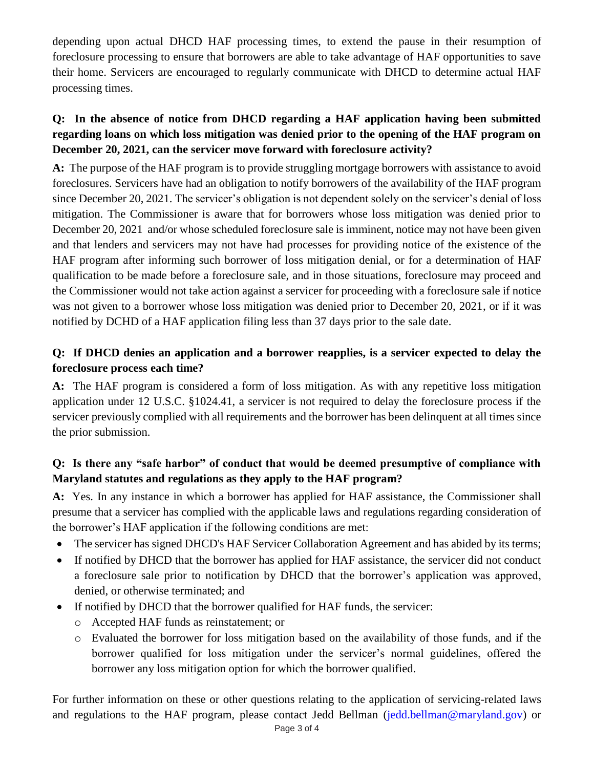depending upon actual DHCD HAF processing times, to extend the pause in their resumption of foreclosure processing to ensure that borrowers are able to take advantage of HAF opportunities to save their home. Servicers are encouraged to regularly communicate with DHCD to determine actual HAF processing times.

**Q: In the absence of notice from DHCD regarding a HAF application having been submitted regarding loans on which loss mitigation was denied prior to the opening of the HAF program on December 20, 2021, can the servicer move forward with foreclosure activity?**

**A:** The purpose of the HAF program is to provide struggling mortgage borrowers with assistance to avoid foreclosures. Servicers have had an obligation to notify borrowers of the availability of the HAF program since December 20, 2021. The servicer's obligation is not dependent solely on the servicer's denial of loss mitigation. The Commissioner is aware that for borrowers whose loss mitigation was denied prior to December 20, 2021 and/or whose scheduled foreclosure sale is imminent, notice may not have been given and that lenders and servicers may not have had processes for providing notice of the existence of the HAF program after informing such borrower of loss mitigation denial, or for a determination of HAF qualification to be made before a foreclosure sale, and in those situations, foreclosure may proceed and the Commissioner would not take action against a servicer for proceeding with a foreclosure sale if notice was not given to a borrower whose loss mitigation was denied prior to December 20, 2021, or if it was notified by DCHD of a HAF application filing less than 37 days prior to the sale date.

**Q: If DHCD denies an application and a borrower reapplies, is a servicer expected to delay the foreclosure process each time?**

**A:** The HAF program is considered a form of loss mitigation. As with any repetitive loss mitigation application under 12 U.S.C. §1024.41, a servicer is not required to delay the foreclosure process if the servicer previously complied with all requirements and the borrower has been delinquent at all times since the prior submission.

**Q: Is there any "safe harbor" of conduct that would be deemed presumptive of compliance with Maryland statutes and regulations as they apply to the HAF program?**

**A:** Yes. In any instance in which a borrower has applied for HAF assistance, the Commissioner shall presume that a servicer has complied with the applicable laws and regulations regarding consideration of the borrower's HAF application if the following conditions are met:

- The servicer has signed DHCD's HAF Servicer Collaboration Agreement and has abided by its terms;
- If notified by DHCD that the borrower has applied for HAF assistance, the servicer did not conduct a foreclosure sale prior to notification by DHCD that the borrower's application was approved, denied, or otherwise terminated; and
- If notified by DHCD that the borrower qualified for HAF funds, the servicer:
  - Accepted HAF funds as reinstatement; or
  - Evaluated the borrower for loss mitigation based on the availability of those funds, and if the borrower qualified for loss mitigation under the servicer's normal guidelines, offered the borrower any loss mitigation option for which the borrower qualified.

For further information on these or other questions relating to the application of servicing-related laws and regulations to the HAF program, please contact Jedd Bellman (jedd.bellman@maryland.gov) or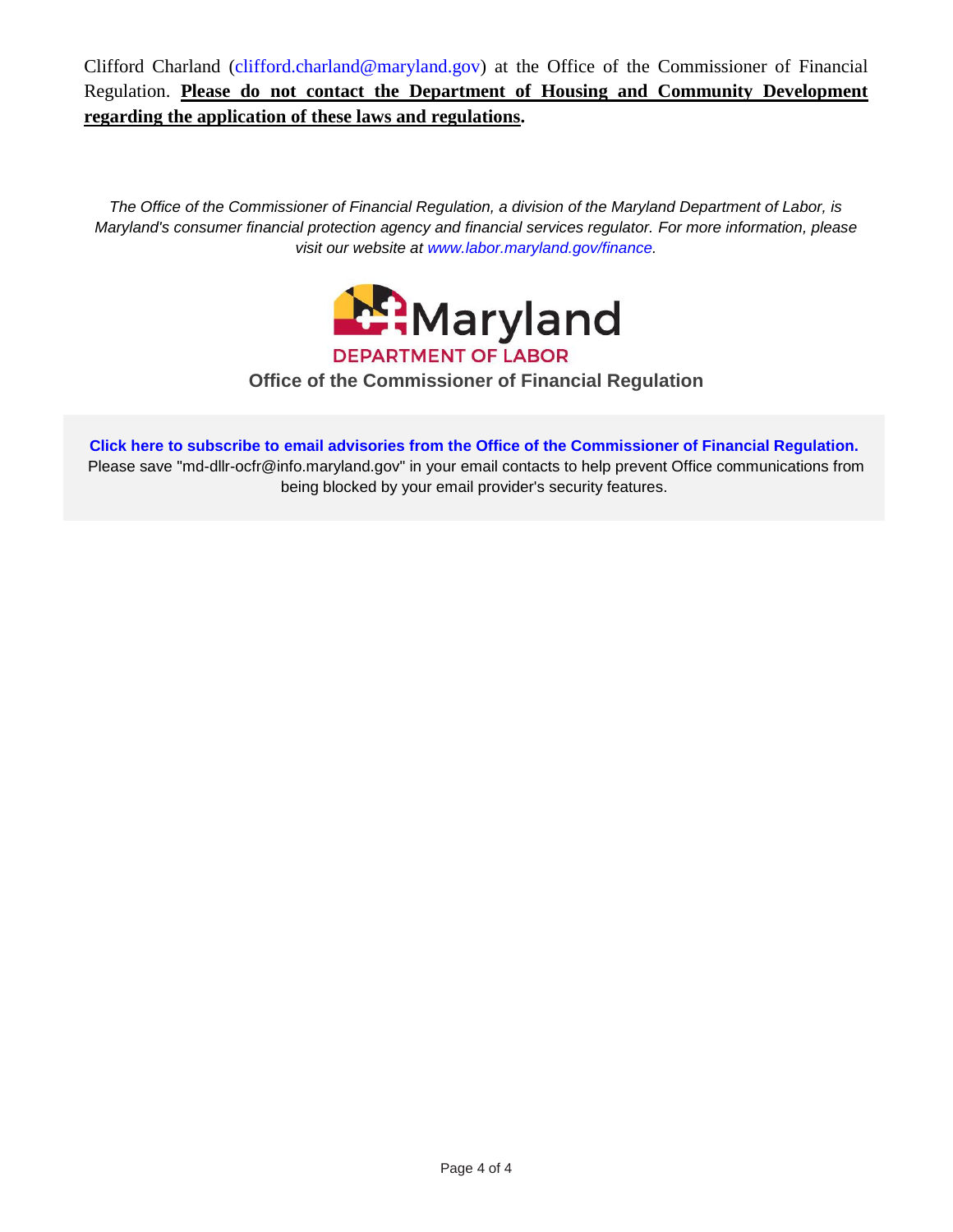Clifford Charland (clifford.charland@maryland.gov) at the Office of the Commissioner of Financial Regulation. **Please do not contact the Department of Housing and Community Development regarding the application of these laws and regulations.**

*The Office of the Commissioner of Financial Regulation, a division of the Maryland Department of Labor, is Maryland's consumer financial protection agency and financial services regulator. For more information, please visit our website at www.labor.maryland.gov/finance.*

Maryland

DEPARTMENT OF LABOR

**Office of the Commissioner of Financial Regulation**

**Click here to subscribe to email advisories from the Office of the Commissioner of Financial Regulation.**
Please save "md-dllr-ocfr@info.maryland.gov" in your email contacts to help prevent Office communications from being blocked by your email provider's security features.